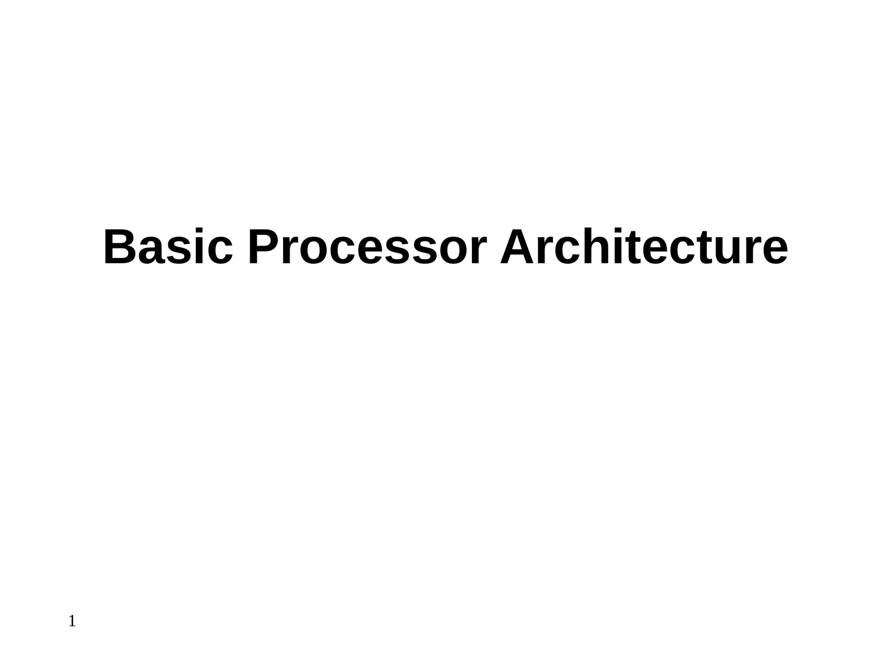# Basic Processor Architecture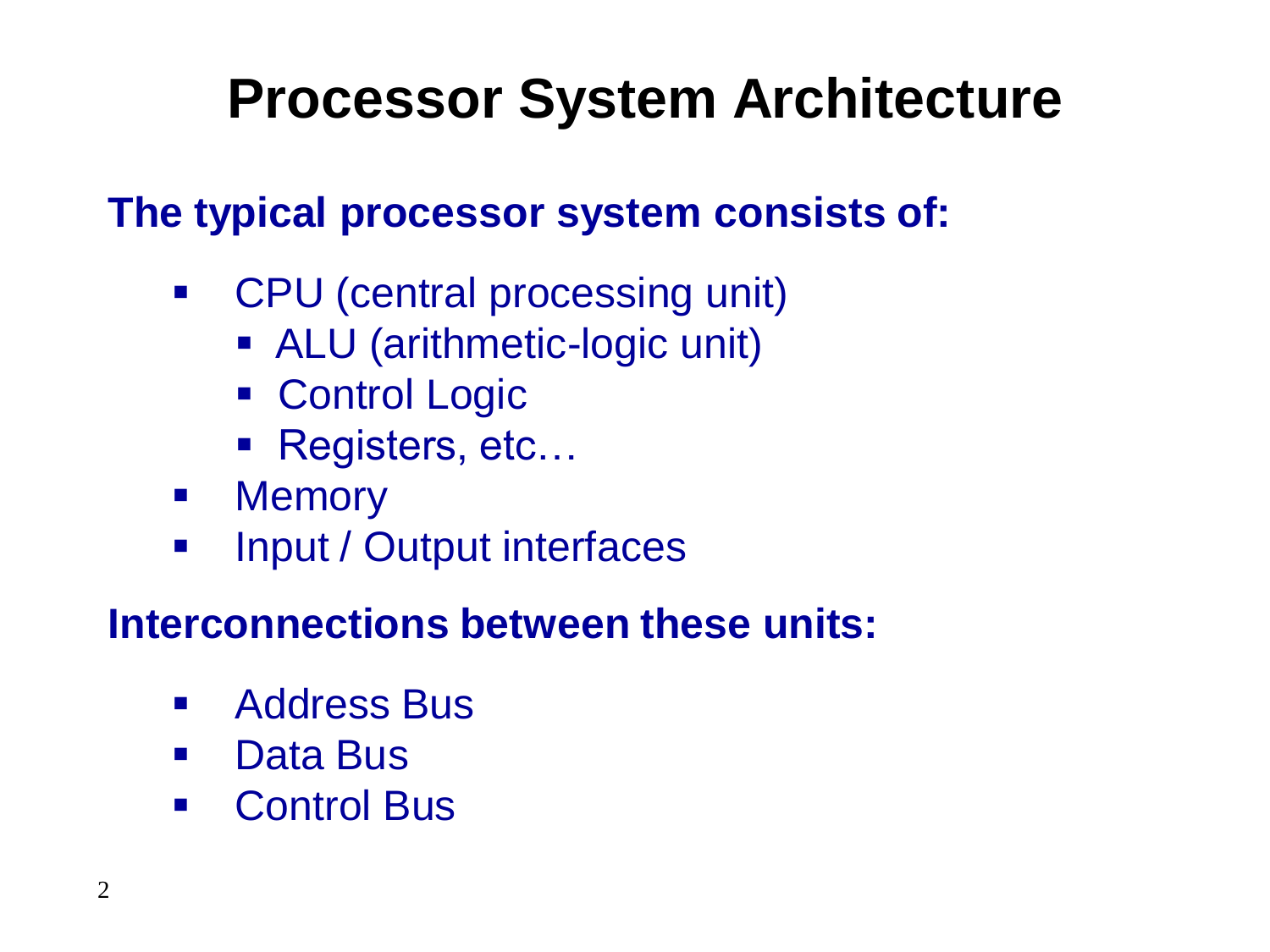# Processor System Architecture

**The typical processor system consists of:**

- CPU (central processing unit)
  - ALU (arithmetic-logic unit)
  - Control Logic
  - Registers, etc…
- Memory
- Input / Output interfaces

**Interconnections between these units:**

- Address Bus
- Data Bus
- Control Bus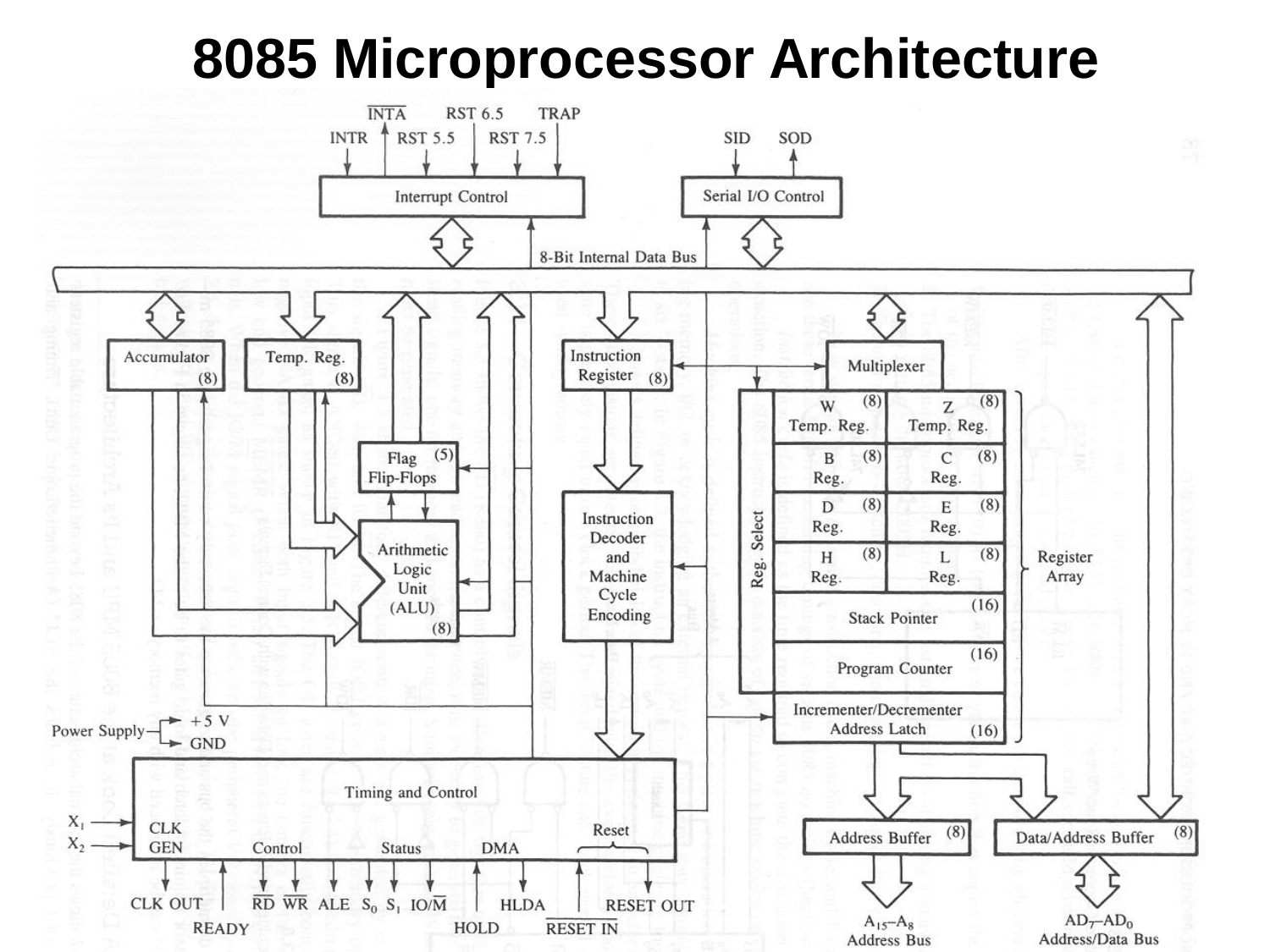# 8085 Microprocessor Architecture

INTA
RST 6.5
TRAP
INTR
RST 5.5
RST 7.5
SID
SOD
Interrupt Control
Serial I/O Control
8-Bit Internal Data Bus
Accumulator (8)
Temp. Reg. (8)
Instruction Register (8)
Multiplexer
Flag Flip-Flops (5)
Arithmetic Logic Unit (ALU) (8)
Instruction Decoder and Machine Cycle Encoding
Reg. Select
W (8) Temp. Reg.
Z (8) Temp. Reg.
B (8) Reg.
C (8) Reg.
D (8) Reg.
E (8) Reg.
H (8) Reg.
L (8) Reg.
Stack Pointer (16)
Program Counter (16)
Register Array
Incrementer/Decrementer Address Latch (16)
Power Supply
+5 V
GND
Timing and Control
$X_1$
$X_2$
CLK GEN
Control
Status
DMA
Reset
CLK OUT
READY
RD WR ALE $S_0$ $S_1$ IO/M
HOLD
HLDA
RESET IN
RESET OUT
Address Buffer (8)
Data/Address Buffer (8)
$A_{15}$–$A_8$ Address Bus
$AD_7$–$AD_0$ Address/Data Bus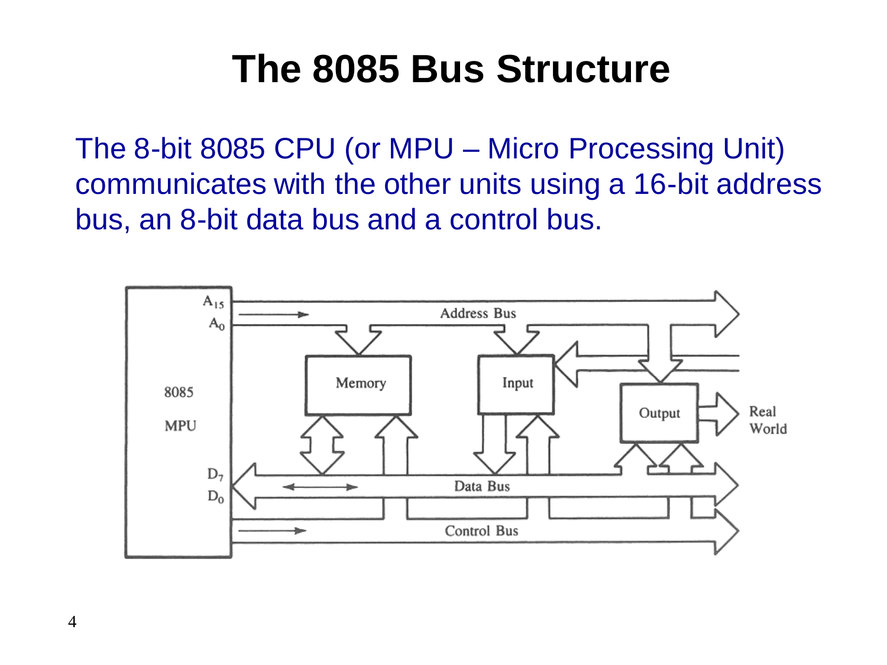# The 8085 Bus Structure

The 8-bit 8085 CPU (or MPU – Micro Processing Unit) communicates with the other units using a 16-bit address bus, an 8-bit data bus and a control bus.

$A_{15}$

$A_0$

Address Bus

8085

MPU

Memory

Input

Output

Real World

$D_7$

$D_0$

Data Bus

Control Bus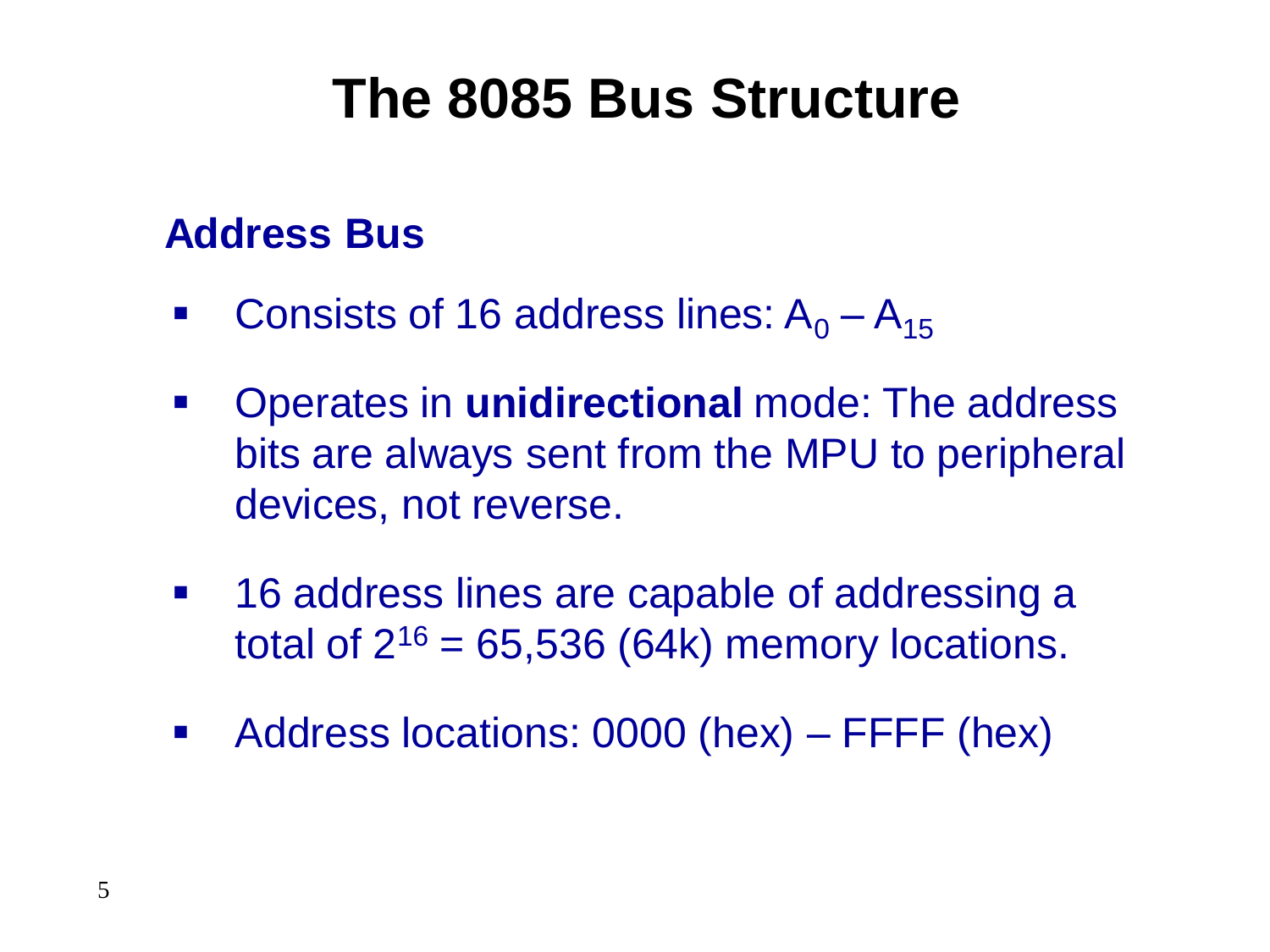# The 8085 Bus Structure

## Address Bus

- Consists of 16 address lines: $A_0 – A_{15}$
- Operates in **unidirectional** mode: The address bits are always sent from the MPU to peripheral devices, not reverse.
- 16 address lines are capable of addressing a total of $2^{16}$ = 65,536 (64k) memory locations.
- Address locations: 0000 (hex) – FFFF (hex)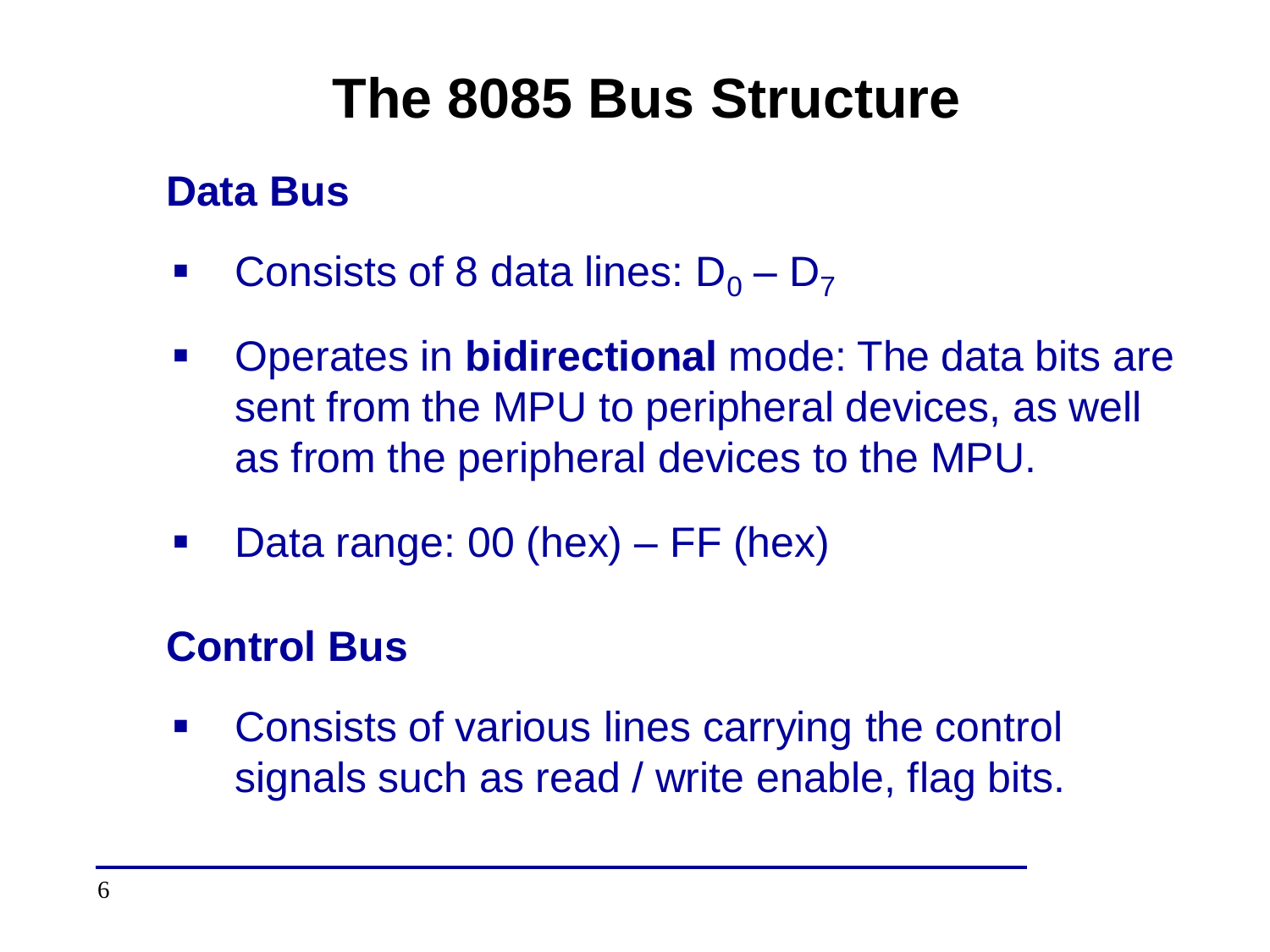# The 8085 Bus Structure

## Data Bus

- Consists of 8 data lines: $D_0$ – $D_7$
- Operates in **bidirectional** mode: The data bits are sent from the MPU to peripheral devices, as well as from the peripheral devices to the MPU.
- Data range: 00 (hex) – FF (hex)

## Control Bus

- Consists of various lines carrying the control signals such as read / write enable, flag bits.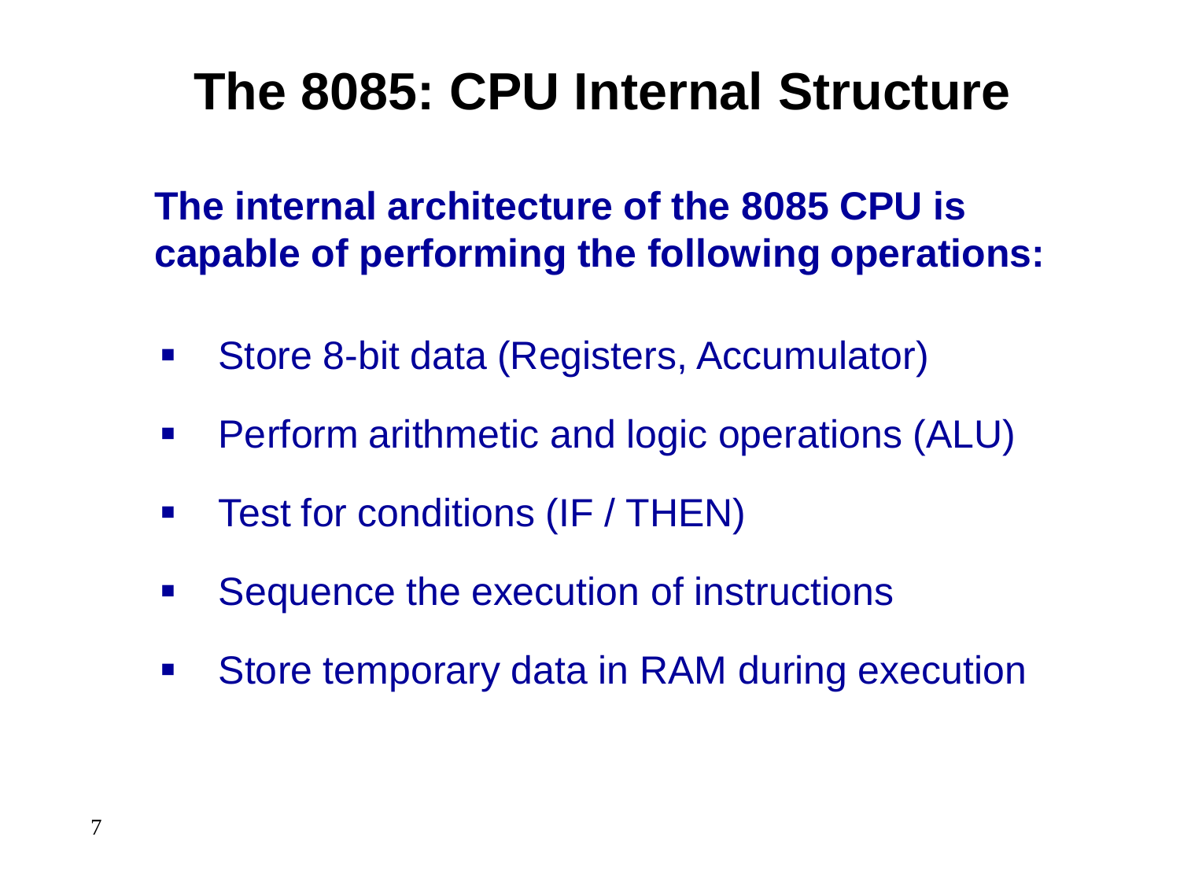# The 8085: CPU Internal Structure

**The internal architecture of the 8085 CPU is capable of performing the following operations:**

- Store 8-bit data (Registers, Accumulator)
- Perform arithmetic and logic operations (ALU)
- Test for conditions (IF / THEN)
- Sequence the execution of instructions
- Store temporary data in RAM during execution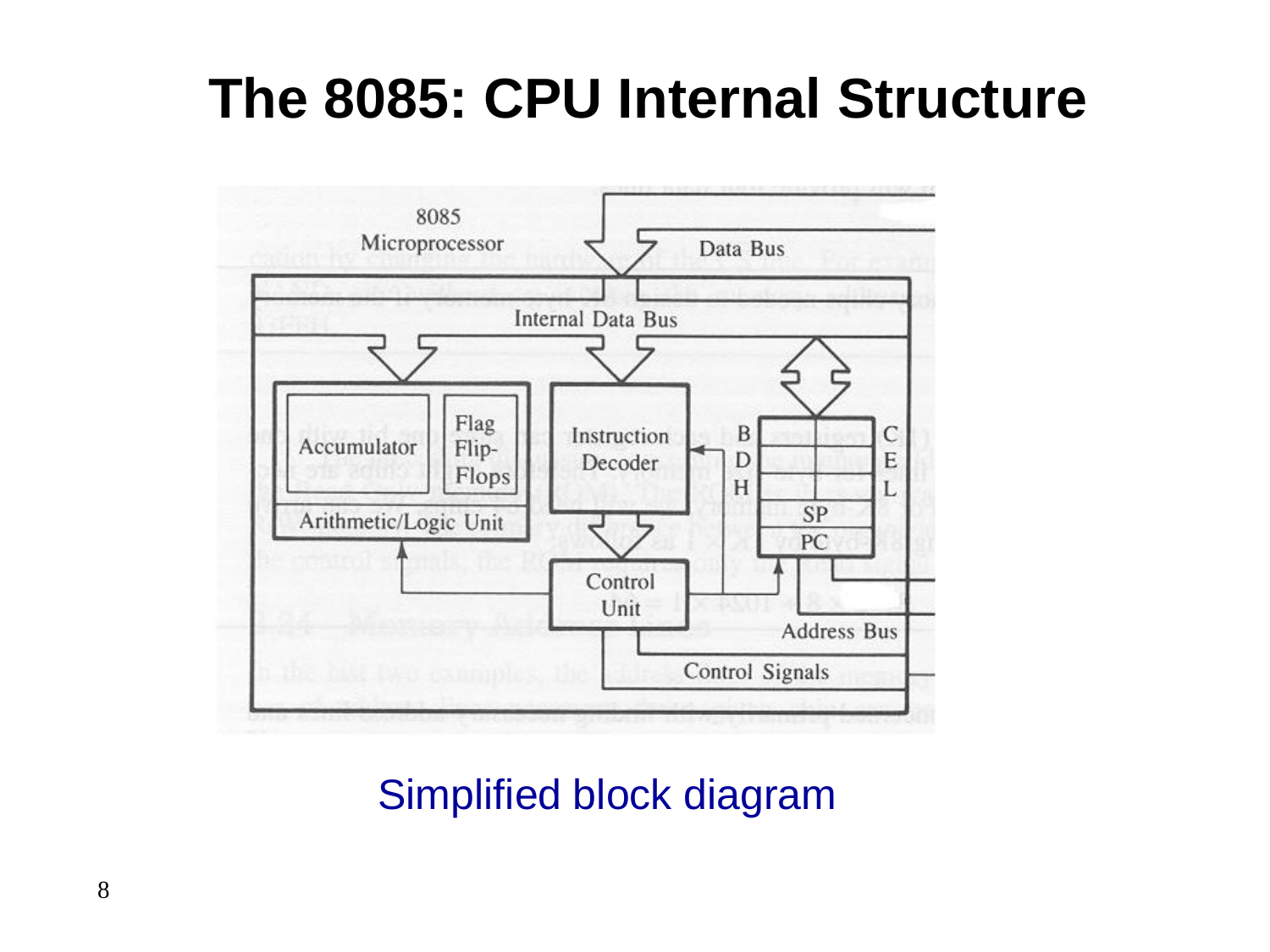# The 8085: CPU Internal Structure

8085
Microprocessor
Data Bus
Internal Data Bus
Accumulator
Flag Flip-Flops
Arithmetic/Logic Unit
Instruction Decoder
B C
D E
H L
SP
PC
Control Unit
Address Bus
Control Signals

Simplified block diagram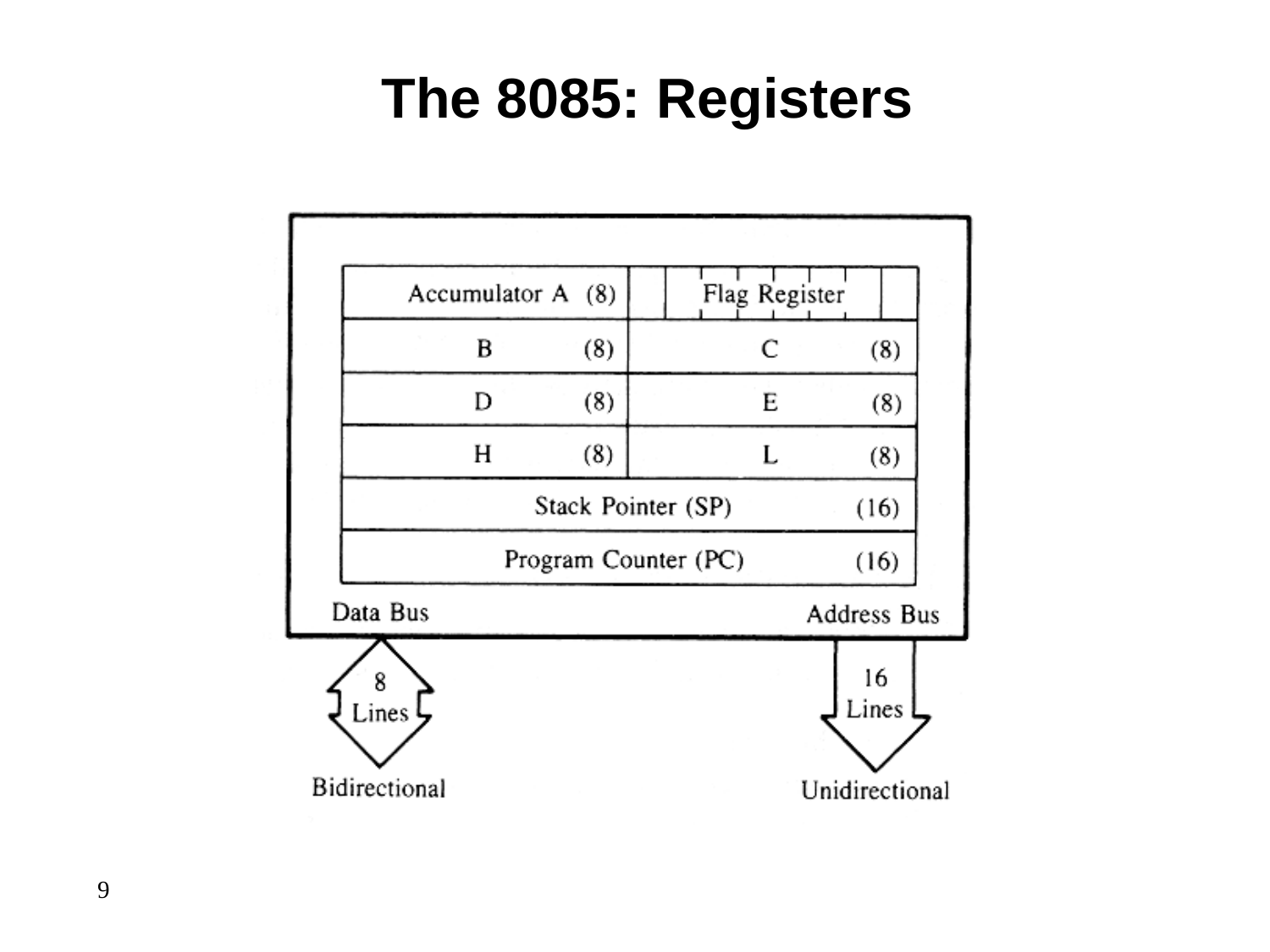# The 8085: Registers

| | |
|---|---|
| Accumulator A (8) | Flag Register |
| B (8) | C (8) |
| D (8) | E (8) |
| H (8) | L (8) |
| Stack Pointer (SP) (16) | |
| Program Counter (PC) (16) | |

Data Bus

8 Lines

Bidirectional

Address Bus

16 Lines

Unidirectional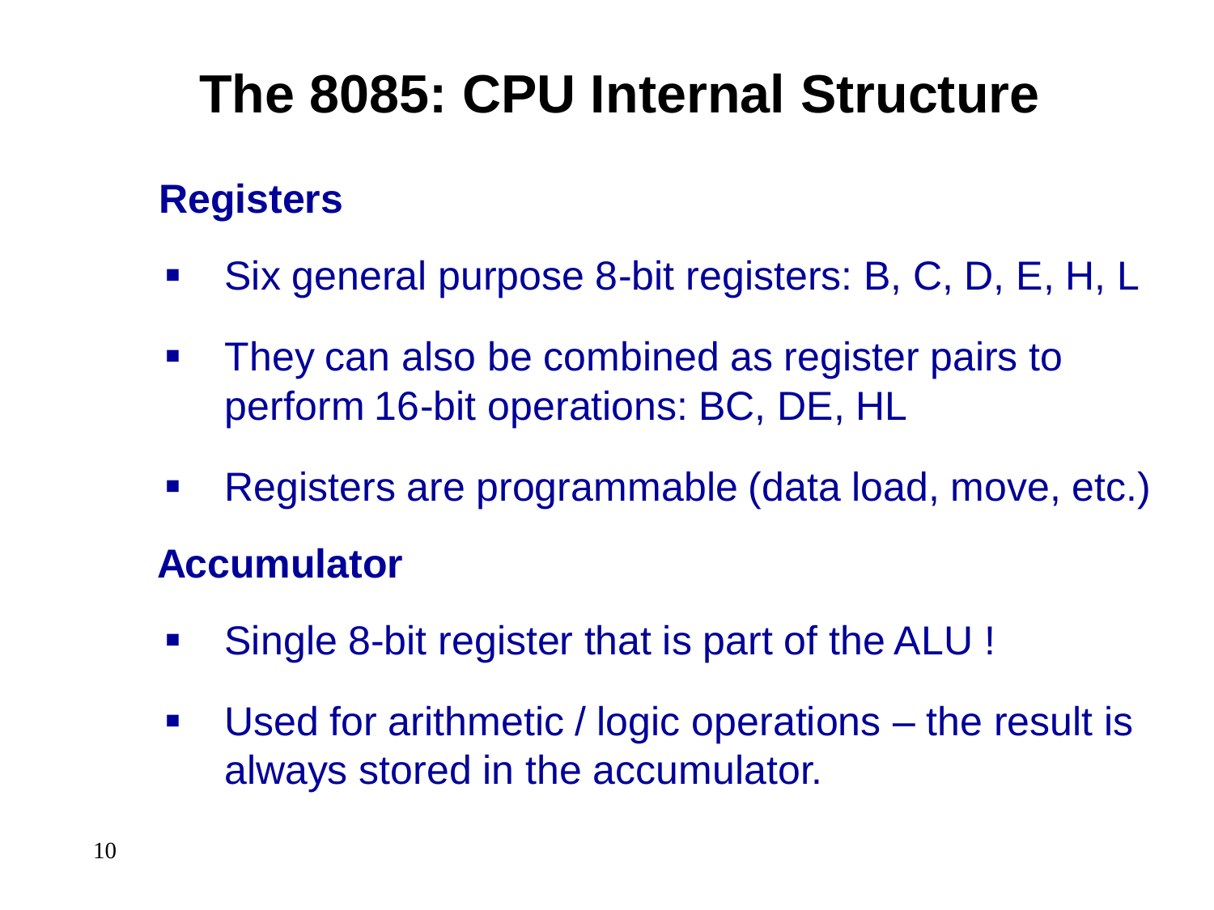# The 8085: CPU Internal Structure

## Registers

- Six general purpose 8-bit registers: B, C, D, E, H, L
- They can also be combined as register pairs to perform 16-bit operations: BC, DE, HL
- Registers are programmable (data load, move, etc.)

## Accumulator

- Single 8-bit register that is part of the ALU !
- Used for arithmetic / logic operations – the result is always stored in the accumulator.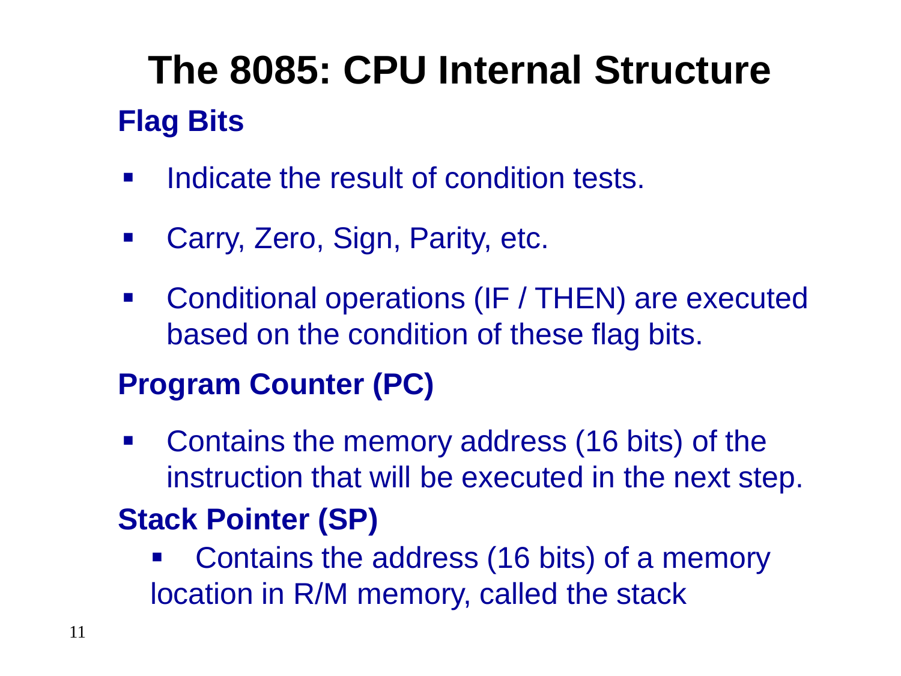# The 8085: CPU Internal Structure

## Flag Bits

- Indicate the result of condition tests.
- Carry, Zero, Sign, Parity, etc.
- Conditional operations (IF / THEN) are executed based on the condition of these flag bits.

## Program Counter (PC)

- Contains the memory address (16 bits) of the instruction that will be executed in the next step.

## Stack Pointer (SP)

- Contains the address (16 bits) of a memory location in R/M memory, called the stack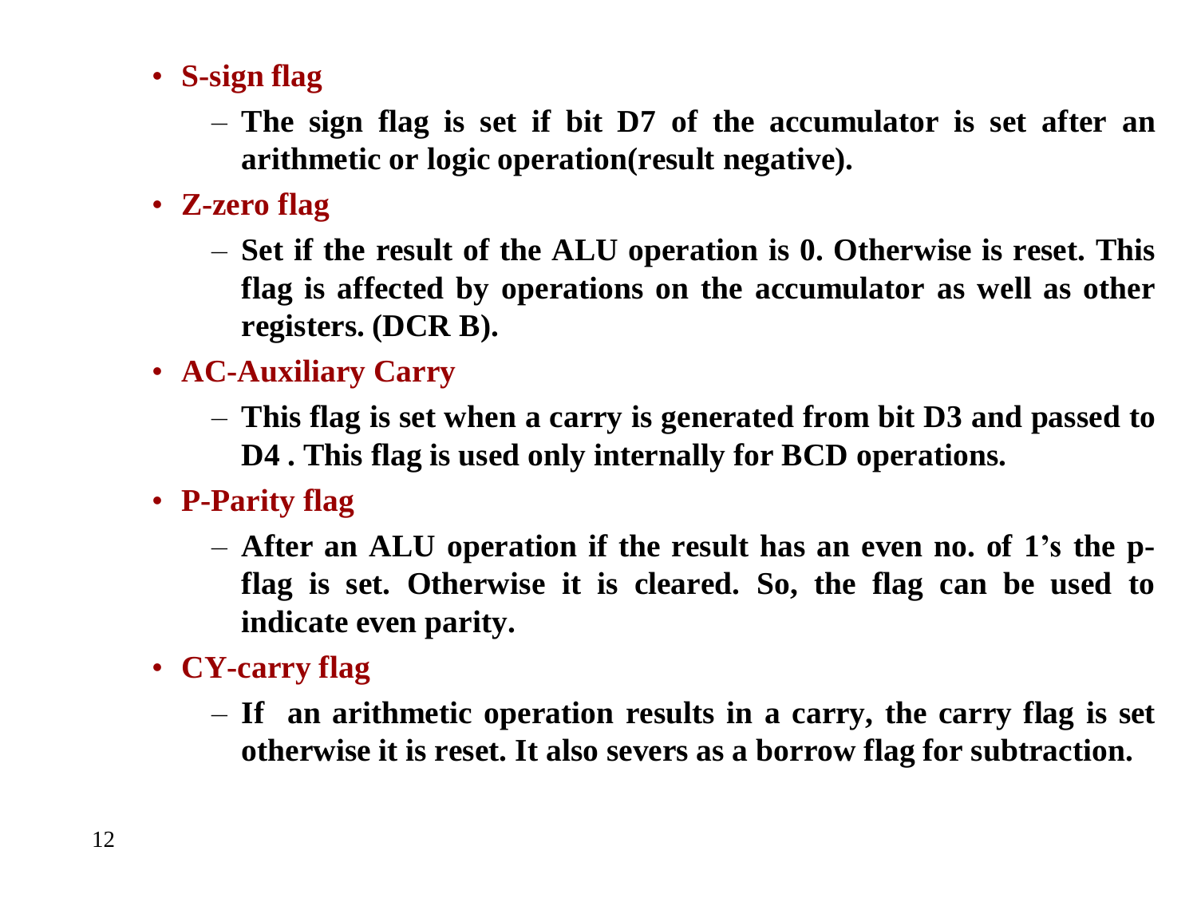- **S-sign flag**
  - **The sign flag is set if bit D7 of the accumulator is set after an arithmetic or logic operation(result negative).**
- **Z-zero flag**
  - **Set if the result of the ALU operation is 0. Otherwise is reset. This flag is affected by operations on the accumulator as well as other registers. (DCR B).**
- **AC-Auxiliary Carry**
  - **This flag is set when a carry is generated from bit D3 and passed to D4 . This flag is used only internally for BCD operations.**
- **P-Parity flag**
  - **After an ALU operation if the result has an even no. of 1's the p-flag is set. Otherwise it is cleared. So, the flag can be used to indicate even parity.**
- **CY-carry flag**
  - **If an arithmetic operation results in a carry, the carry flag is set otherwise it is reset. It also severs as a borrow flag for subtraction.**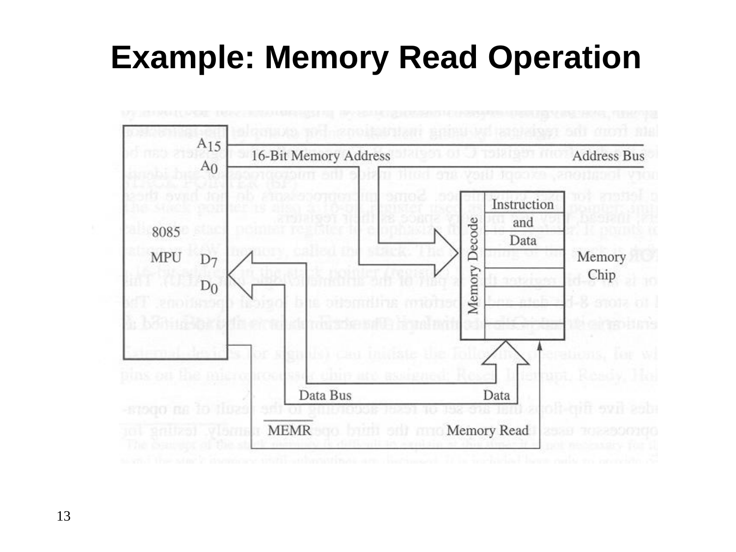# Example: Memory Read Operation

$A_{15}$

$A_0$

16-Bit Memory Address

Address Bus

8085

MPU

$D_7$

$D_0$

Memory Decode

Instruction and Data

Memory Chip

Data Bus

Data

$\overline{MEMR}$

Memory Read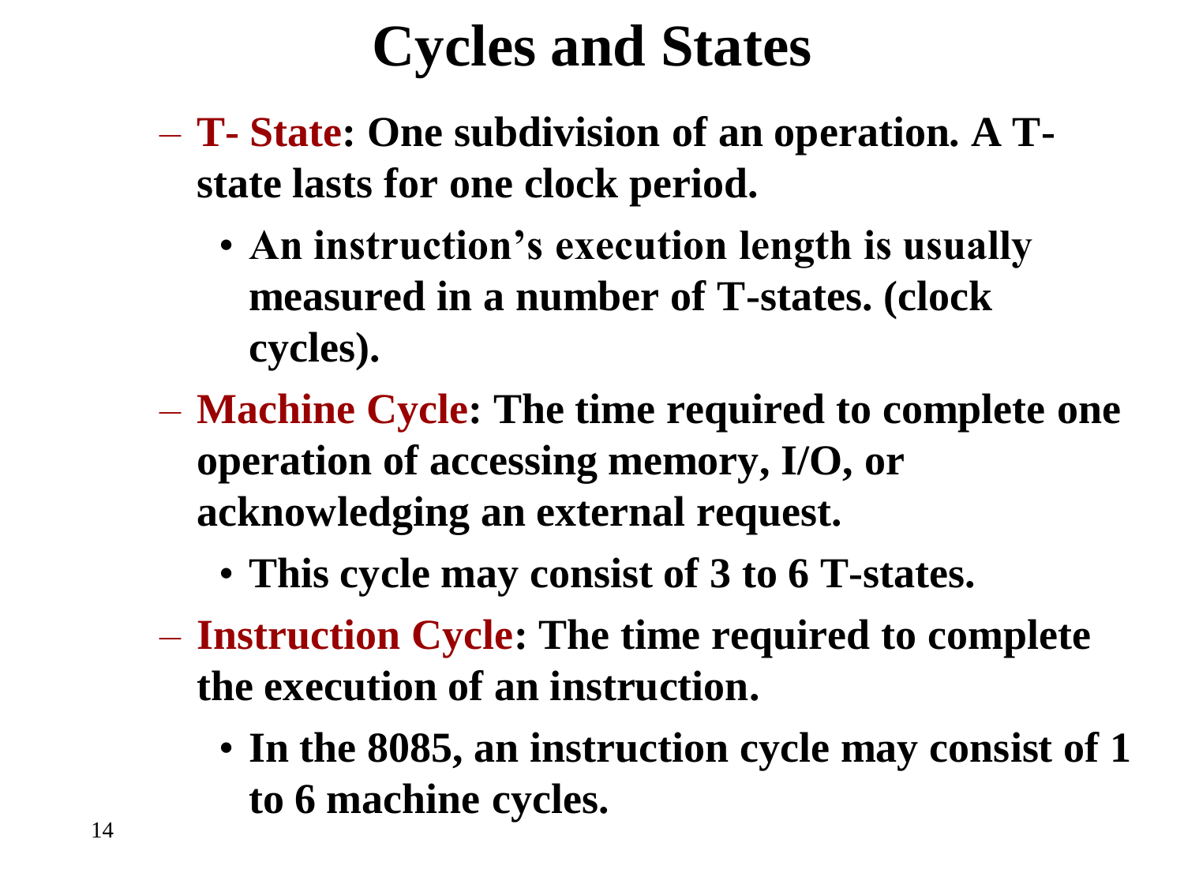# Cycles and States

- **T- State: One subdivision of an operation. A T-state lasts for one clock period.**
  - **An instruction's execution length is usually measured in a number of T-states. (clock cycles).**
- **Machine Cycle: The time required to complete one operation of accessing memory, I/O, or acknowledging an external request.**
  - **This cycle may consist of 3 to 6 T-states.**
- **Instruction Cycle: The time required to complete the execution of an instruction.**
  - **In the 8085, an instruction cycle may consist of 1 to 6 machine cycles.**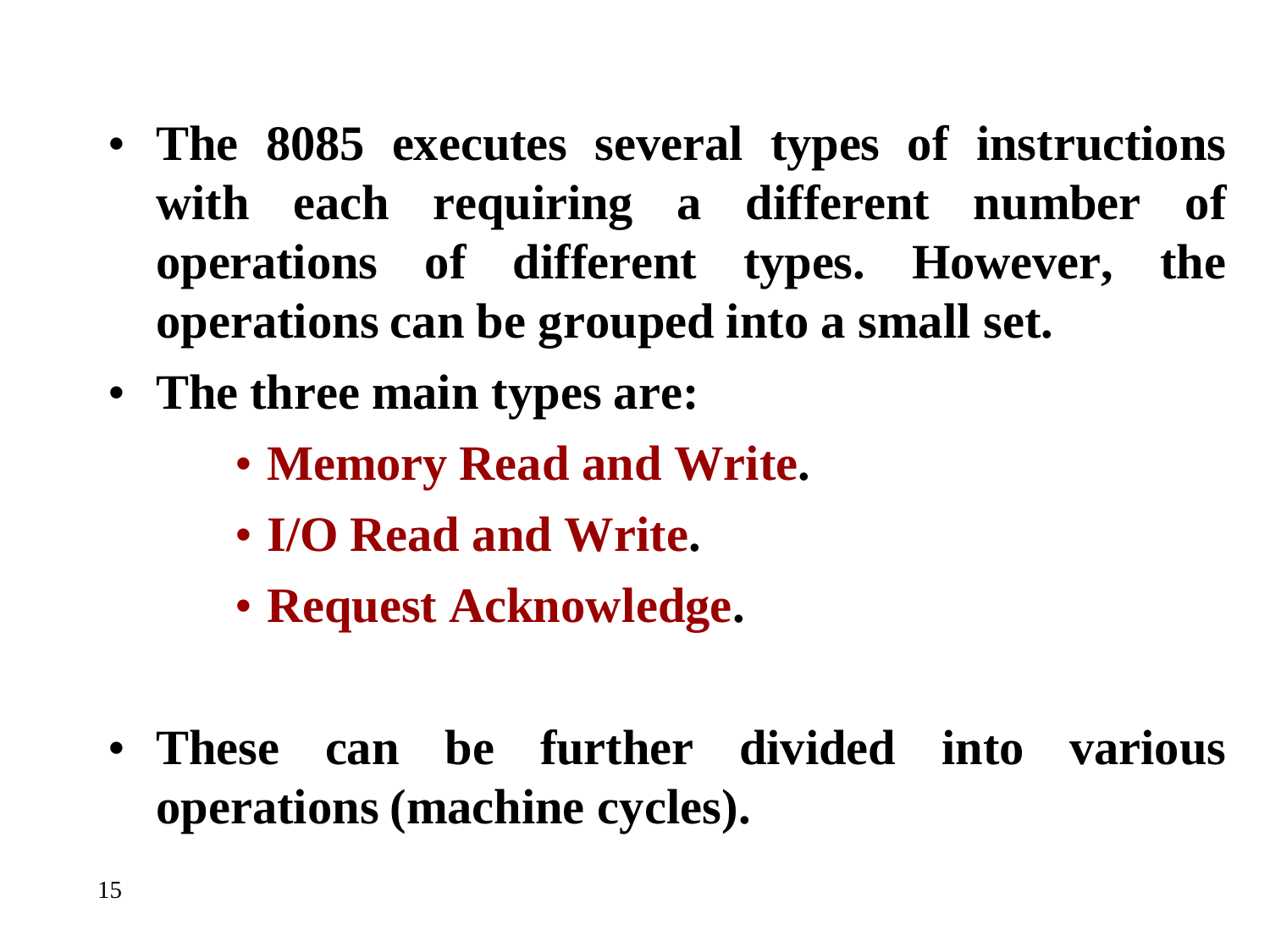- **The 8085 executes several types of instructions with each requiring a different number of operations of different types. However, the operations can be grouped into a small set.**
- **The three main types are:**
  - **Memory Read and Write.**
  - **I/O Read and Write.**
  - **Request Acknowledge.**

- **These can be further divided into various operations (machine cycles).**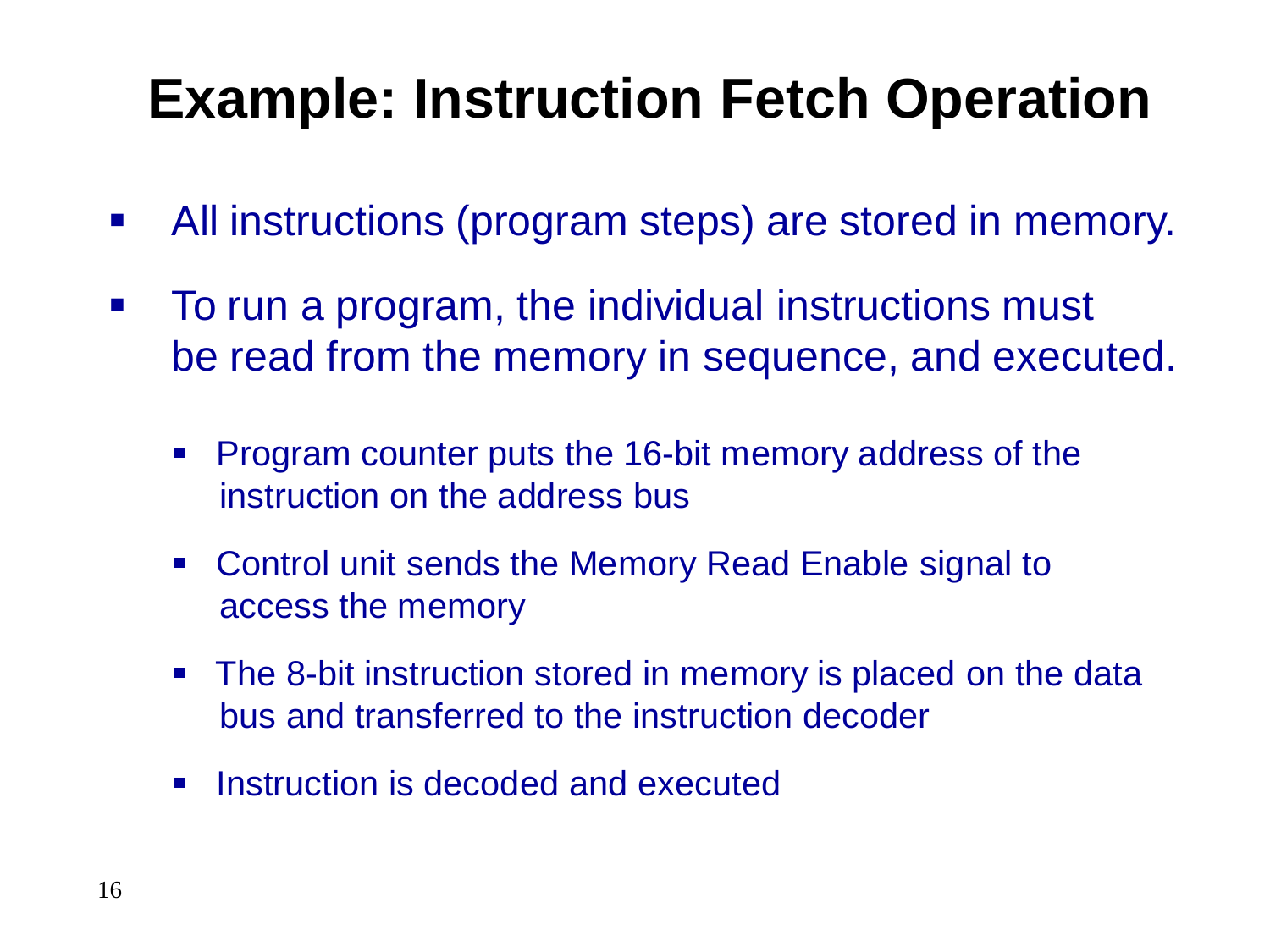# Example: Instruction Fetch Operation

- All instructions (program steps) are stored in memory.
- To run a program, the individual instructions must be read from the memory in sequence, and executed.
  - Program counter puts the 16-bit memory address of the instruction on the address bus
  - Control unit sends the Memory Read Enable signal to access the memory
  - The 8-bit instruction stored in memory is placed on the data bus and transferred to the instruction decoder
  - Instruction is decoded and executed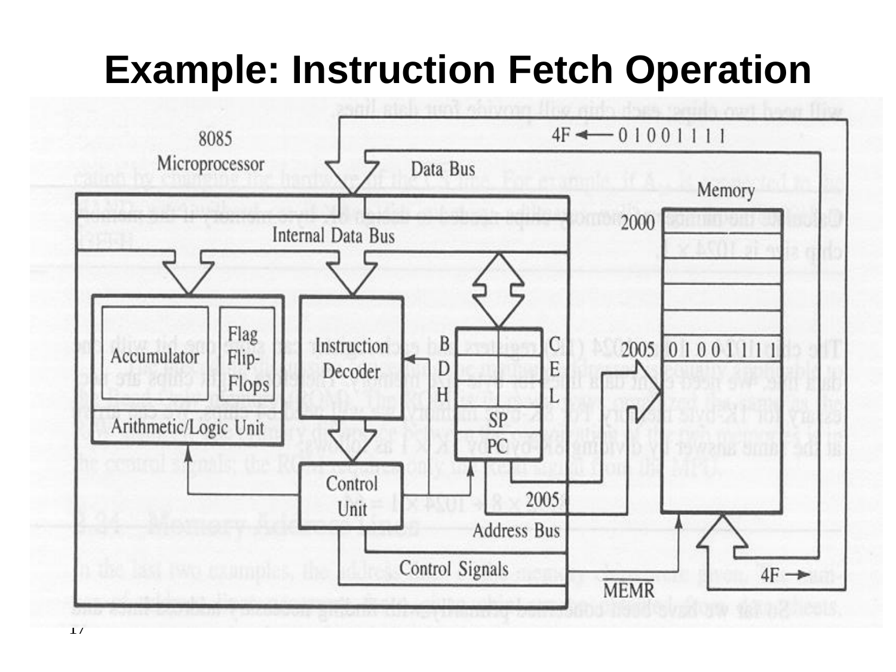# Example: Instruction Fetch Operation

8085 Microprocessor

4F ← 0 1 0 0 1 1 1 1

Data Bus

Memory

Internal Data Bus

2000

Accumulator

Flag Flip-Flops

Arithmetic/Logic Unit

Instruction Decoder

B C
D E
H L
SP
PC

2005 0 1 0 0 1 1 1 1

Control Unit

2005

Address Bus

Control Signals

$\overline{MEMR}$

4F →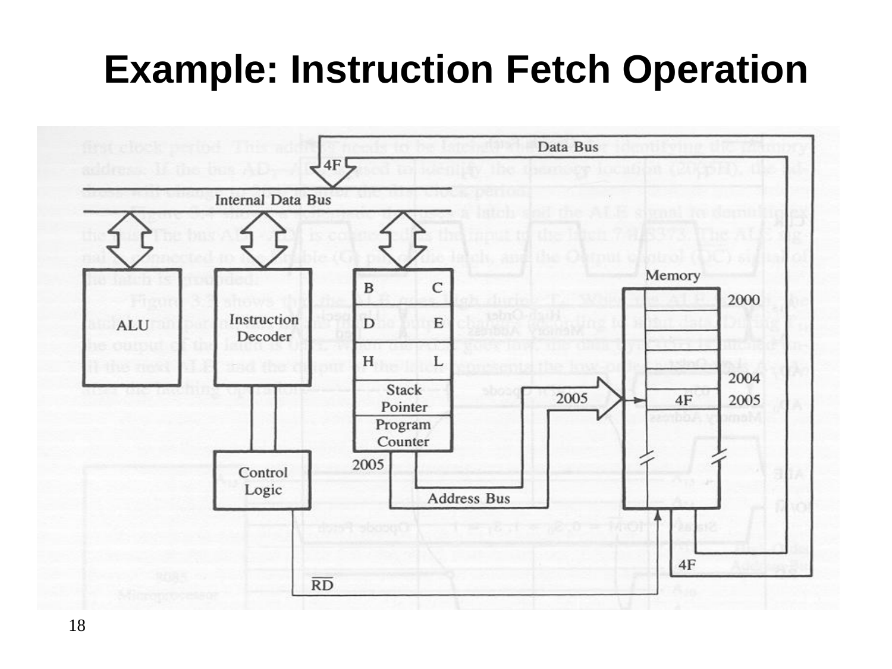# Example: Instruction Fetch Operation

Data Bus

4F

Internal Data Bus

ALU

Instruction Decoder

B C

D E

H L

Stack Pointer

Program Counter

2005

Control Logic

Address Bus

$\overline{RD}$

Memory

2000

2004

2005

4F

2005

4F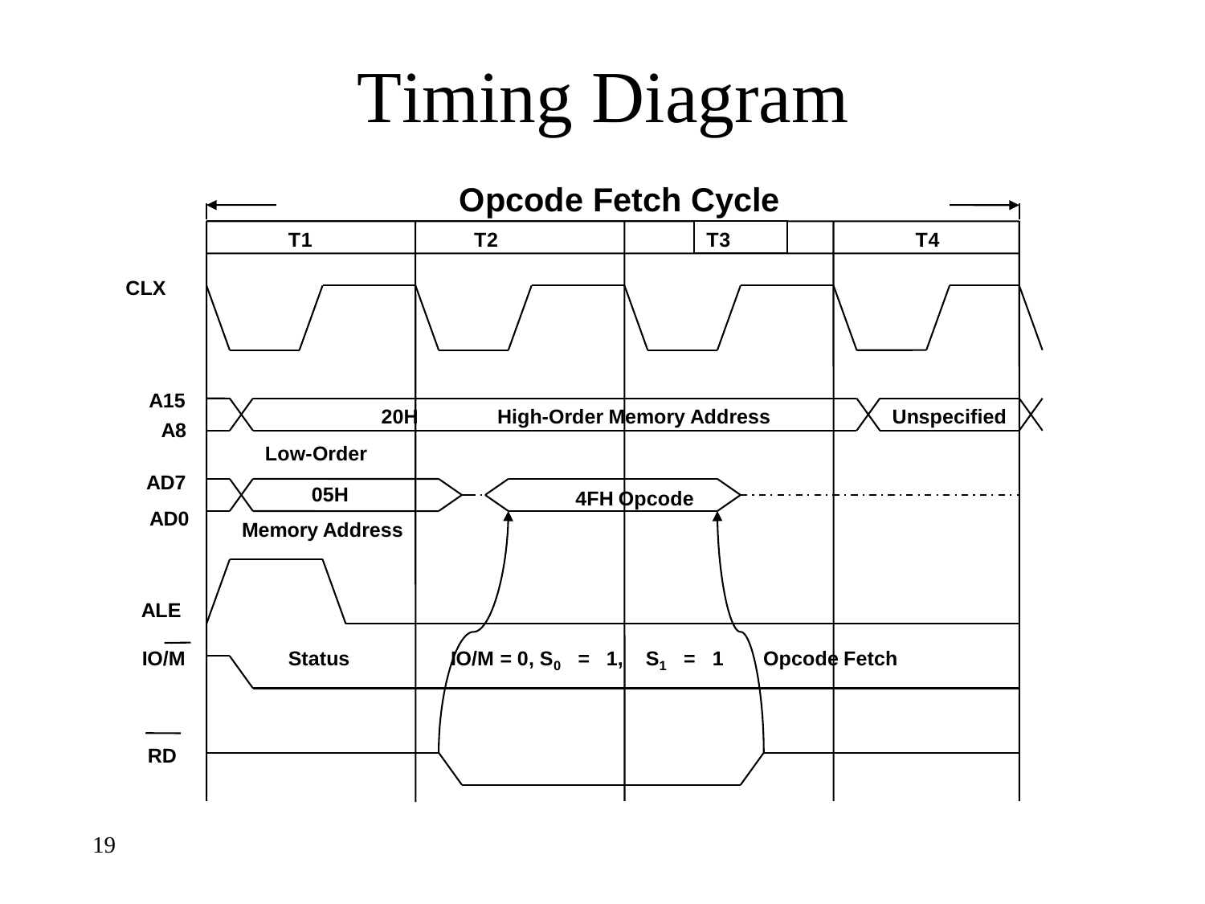# Timing Diagram

Opcode Fetch Cycle

T1
T2
T3
T4

CLX

A15
A8
20H High-Order Memory Address
Unspecified

Low-Order
AD7
AD0
05H
Memory Address
4FH Opcode

ALE

IO/M
Status
IO/M = 0, $S_0$ = 1, $S_1$ = 1 Opcode Fetch

RD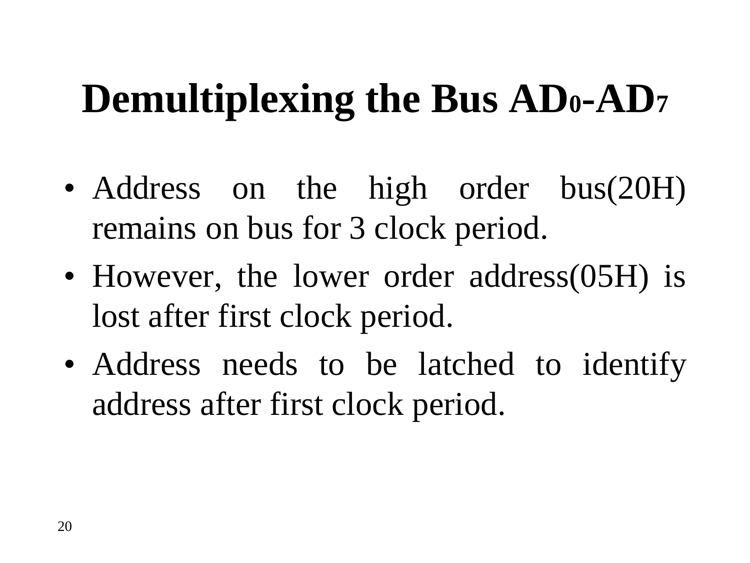# Demultiplexing the Bus $AD_0$-$AD_7$

- Address on the high order bus(20H) remains on bus for 3 clock period.
- However, the lower order address(05H) is lost after first clock period.
- Address needs to be latched to identify address after first clock period.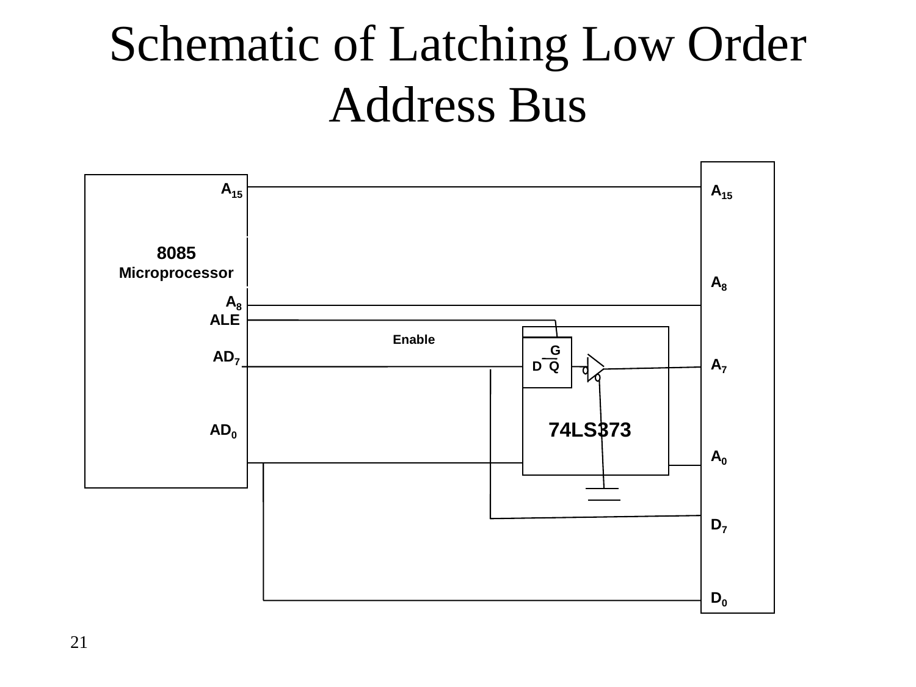# Schematic of Latching Low Order Address Bus

8085 Microprocessor

$A_{15}$

$A_8$

ALE

Enable

$AD_7$

$AD_0$

G

D Q

74LS373

$A_{15}$

$A_8$

$A_7$

$A_0$

$D_7$

$D_0$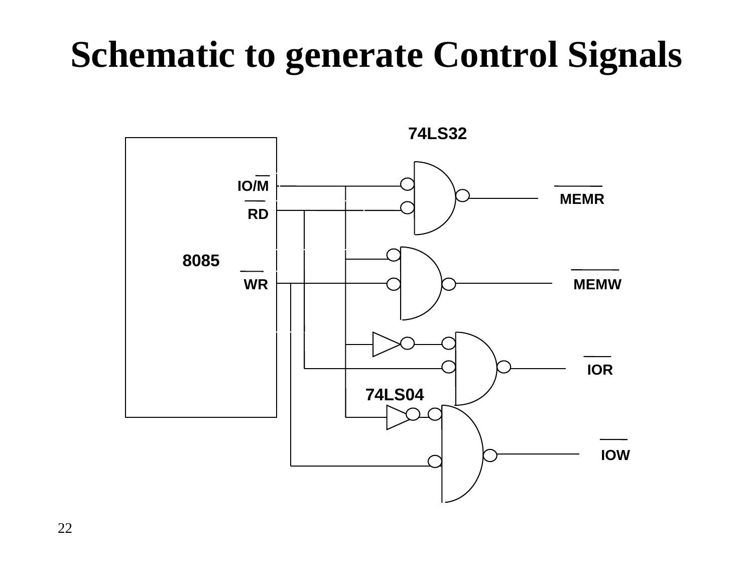# Schematic to generate Control Signals

74LS32

8085

$IO/\overline{M}$

$\overline{RD}$

$\overline{WR}$

$\overline{MEMR}$

$\overline{MEMW}$

$\overline{IOR}$

74LS04

$\overline{IOW}$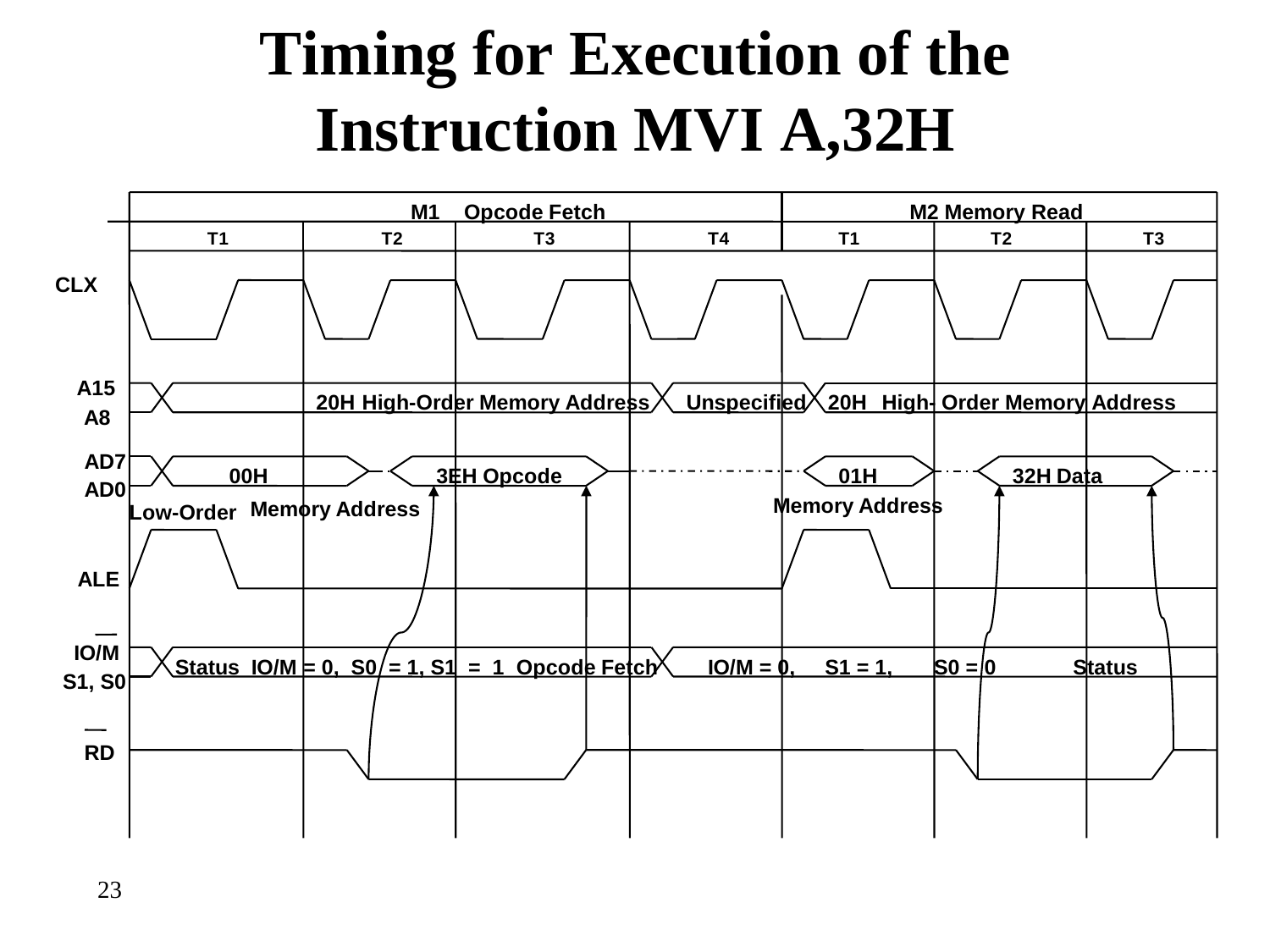# Timing for Execution of the Instruction MVI A,32H

M1 Opcode Fetch

M2 Memory Read

T1
T2
T3
T4
T1
T2
T3

CLX

A15
A8

20H High-Order Memory Address
Unspecified
20H High- Order Memory Address

AD7
AD0

00H
3EH Opcode
01H
32H Data

Low-Order Memory Address
Memory Address

ALE

IO/M
S1, S0

Status IO/M = 0, S0 = 1, S1 = 1 Opcode Fetch
IO/M = 0, S1 = 1, S0 = 0 Status

RD